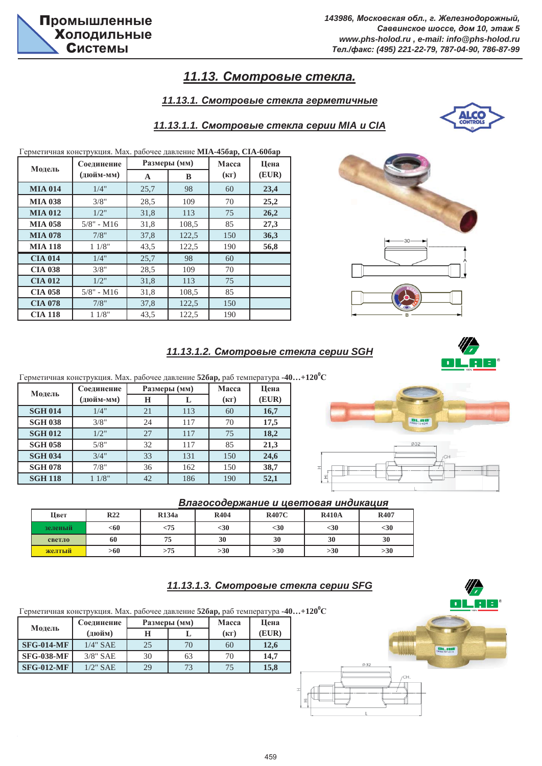# 11.13. Смотровые стекла.

## 11.13.1. Смотровые стекла герметичные

### 11.13.1.1. Смотровые стекла серии MIA и CIA

Герметичная конструкция. Max. рабочее давление **MIA-45бар, CIA-60бар**

| Модель | Соединение (дюйм-мм) | Размеры (мм) | | Масса (кг) | Цена (EUR) |
|---|---|---|---|---|---|
| | | A | B | | |
| **MIA 014** | 1/4" | 25,7 | 98 | 60 | **23,4** |
| **MIA 038** | 3/8" | 28,5 | 109 | 70 | **25,2** |
| **MIA 012** | 1/2" | 31,8 | 113 | 75 | **26,2** |
| **MIA 058** | 5/8" - M16 | 31,8 | 108,5 | 85 | **27,3** |
| **MIA 078** | 7/8" | 37,8 | 122,5 | 150 | **36,3** |
| **MIA 118** | 1 1/8" | 43,5 | 122,5 | 190 | **56,8** |
| **CIA 014** | 1/4" | 25,7 | 98 | 60 | |
| **CIA 038** | 3/8" | 28,5 | 109 | 70 | |
| **CIA 012** | 1/2" | 31,8 | 113 | 75 | |
| **CIA 058** | 5/8" - M16 | 31,8 | 108,5 | 85 | |
| **CIA 078** | 7/8" | 37,8 | 122,5 | 150 | |
| **CIA 118** | 1 1/8" | 43,5 | 122,5 | 190 | |

### 11.13.1.2. Смотровые стекла серии SGH

Герметичная конструкция. Max. рабочее давление **52бар,** раб температура **-40…+120°C**

| Модель | Соединение (дюйм-мм) | Размеры (мм) | | Масса (кг) | Цена (EUR) |
|---|---|---|---|---|---|
| | | H | L | | |
| **SGH 014** | 1/4" | 21 | 113 | 60 | **16,7** |
| **SGH 038** | 3/8" | 24 | 117 | 70 | **17,5** |
| **SGH 012** | 1/2" | 27 | 117 | 75 | **18,2** |
| **SGH 058** | 5/8" | 32 | 117 | 85 | **21,3** |
| **SGH 034** | 3/4" | 33 | 131 | 150 | **24,6** |
| **SGH 078** | 7/8" | 36 | 162 | 150 | **38,7** |
| **SGH 118** | 1 1/8" | 42 | 186 | 190 | **52,1** |

#### Влагосодержание и цветовая индикация

| Цвет | R22 | R134a | R404 | R407C | R410A | R407 |
|---|---|---|---|---|---|---|
| **зеленый** | <60 | <75 | <30 | <30 | <30 | <30 |
| **светло** | 60 | 75 | 30 | 30 | 30 | 30 |
| **желтый** | >60 | >75 | >30 | >30 | >30 | >30 |

### 11.13.1.3. Смотровые стекла серии SFG

Герметичная конструкция. Max. рабочее давление **52бар,** раб температура **-40…+120°C**

| Модель | Соединение (дюйм) | Размеры (мм) | | Масса (кг) | Цена (EUR) |
|---|---|---|---|---|---|
| | | H | L | | |
| **SFG-014-MF** | 1/4" SAE | 25 | 70 | 60 | **12,6** |
| **SFG-038-MF** | 3/8" SAE | 30 | 63 | 70 | **14,7** |
| **SFG-012-MF** | 1/2" SAE | 29 | 73 | 75 | **15,8** |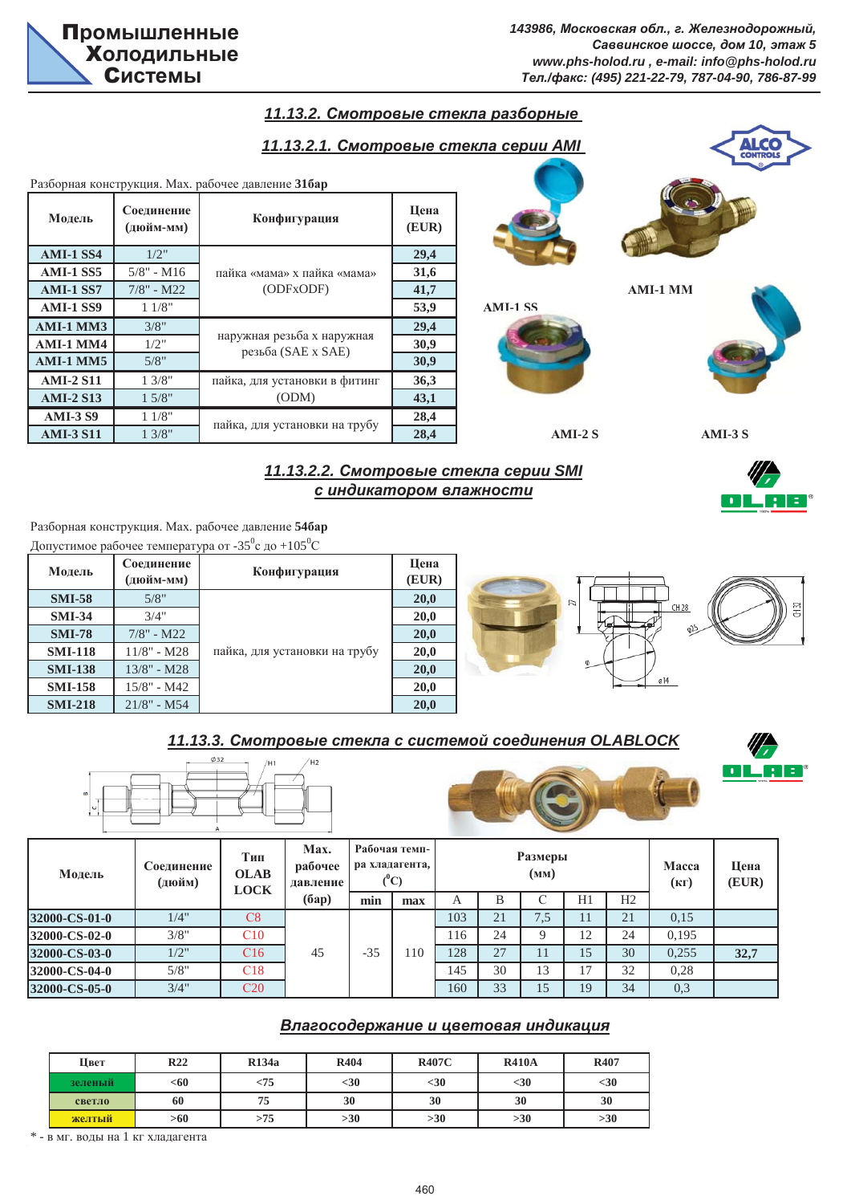## 11.13.2. Смотровые стекла разборные

### 11.13.2.1. Смотровые стекла серии AMI

Разборная конструкция. Max. рабочее давление **31бар**

| Модель | Соединение (дюйм-мм) | Конфигурация | Цена (EUR) |
|---|---|---|---|
| **AMI-1 SS4** | 1/2" | пайка «мама» х пайка «мама» (ODFxODF) | **29,4** |
| **AMI-1 SS5** | 5/8" - M16 | | **31,6** |
| **AMI-1 SS7** | 7/8" - M22 | | **41,7** |
| **AMI-1 SS9** | 1 1/8" | | **53,9** |
| **AMI-1 MM3** | 3/8" | наружная резьба х наружная резьба (SAE x SAE) | **29,4** |
| **AMI-1 MM4** | 1/2" | | **30,9** |
| **AMI-1 MM5** | 5/8" | | **30,9** |
| **AMI-2 S11** | 1 3/8" | пайка, для установки в фитинг (ODM) | **36,3** |
| **AMI-2 S13** | 1 5/8" | | **43,1** |
| **AMI-3 S9** | 1 1/8" | пайка, для установки на трубу | **28,4** |
| **AMI-3 S11** | 1 3/8" | | **28,4** |

AMI-1 SS AMI-1 MM AMI-2 S AMI-3 S

### 11.13.2.2. Смотровые стекла серии SMI с индикатором влажности

Разборная конструкция. Max. рабочее давление **54бар**
Допустимое рабочее температура от -35°с до +105°С

| Модель | Соединение (дюйм-мм) | Конфигурация | Цена (EUR) |
|---|---|---|---|
| **SMI-58** | 5/8" | пайка, для установки на трубу | **20,0** |
| **SMI-34** | 3/4" | | **20,0** |
| **SMI-78** | 7/8" - M22 | | **20,0** |
| **SMI-118** | 11/8" - M28 | | **20,0** |
| **SMI-138** | 13/8" - M28 | | **20,0** |
| **SMI-158** | 15/8" - M42 | | **20,0** |
| **SMI-218** | 21/8" - M54 | | **20,0** |

## 11.13.3. Смотровые стекла с системой соединения OLABLOCK

| Модель | Соединение (дюйм) | Тип OLAB LOCK | Max. рабочее давление (бар) | Рабочая температура хладагента, (°C) | | Размеры (мм) | | | | | Масса (кг) | Цена (EUR) |
|---|---|---|---|---|---|---|---|---|---|---|---|---|
| | | | | min | max | A | B | C | H1 | H2 | | |
| 32000-CS-01-0 | 1/4" | C8 | 45 | -35 | 110 | 103 | 21 | 7,5 | 11 | 21 | 0,15 | **32,7** |
| 32000-CS-02-0 | 3/8" | C10 | | | | 116 | 24 | 9 | 12 | 24 | 0,195 | |
| 32000-CS-03-0 | 1/2" | C16 | | | | 128 | 27 | 11 | 15 | 30 | 0,255 | |
| 32000-CS-04-0 | 5/8" | C18 | | | | 145 | 30 | 13 | 17 | 32 | 0,28 | |
| 32000-CS-05-0 | 3/4" | C20 | | | | 160 | 33 | 15 | 19 | 34 | 0,3 | |

### Влагосодержание и цветовая индикация

| Цвет | R22 | R134a | R404 | R407C | R410A | R407 |
|---|---|---|---|---|---|---|
| **зеленый** | <60 | <75 | <30 | <30 | <30 | <30 |
| **светло** | 60 | 75 | 30 | 30 | 30 | 30 |
| **желтый** | >60 | >75 | >30 | >30 | >30 | >30 |

\* - в мг. воды на 1 кг хладагента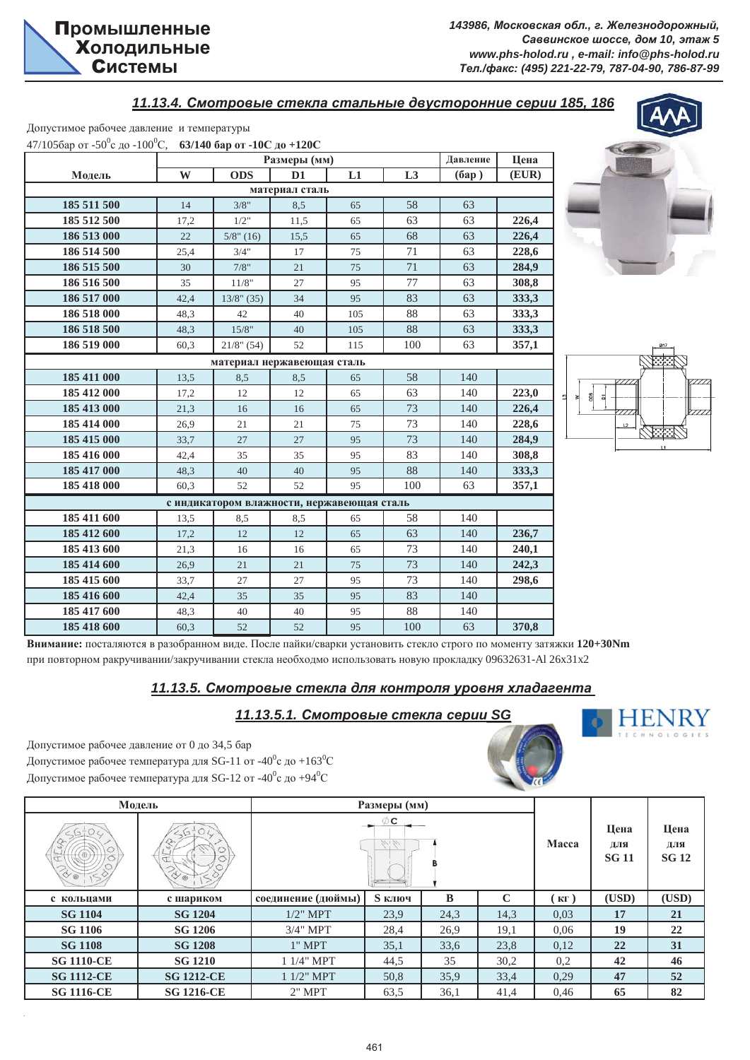## 11.13.4. Смотровые стекла стальные двусторонние серии 185, 186

Допустимое рабочее давление и температуры
47/105бар от -50$^0$c до -100$^0$C, **63/140 бар от -10C до +120C**

| Модель | Размеры (мм) | | | | | Давление | Цена |
|---|---|---|---|---|---|---|---|
| | W | ODS | D1 | L1 | L3 | (бар ) | (EUR) |
| **материал сталь** | | | | | | | |
| 185 511 500 | 14 | 3/8" | 8,5 | 65 | 58 | 63 | |
| 185 512 500 | 17,2 | 1/2" | 11,5 | 65 | 63 | 63 | 226,4 |
| 186 513 000 | 22 | 5/8" (16) | 15,5 | 65 | 68 | 63 | 226,4 |
| 186 514 500 | 25,4 | 3/4" | 17 | 75 | 71 | 63 | 228,6 |
| 186 515 500 | 30 | 7/8" | 21 | 75 | 71 | 63 | 284,9 |
| 186 516 500 | 35 | 11/8" | 27 | 95 | 77 | 63 | 308,8 |
| 186 517 000 | 42,4 | 13/8" (35) | 34 | 95 | 83 | 63 | 333,3 |
| 186 518 000 | 48,3 | 42 | 40 | 105 | 88 | 63 | 333,3 |
| 186 518 500 | 48,3 | 15/8" | 40 | 105 | 88 | 63 | 333,3 |
| 186 519 000 | 60,3 | 21/8" (54) | 52 | 115 | 100 | 63 | 357,1 |
| **материал нержавеющая сталь** | | | | | | | |
| 185 411 000 | 13,5 | 8,5 | 8,5 | 65 | 58 | 140 | |
| 185 412 000 | 17,2 | 12 | 12 | 65 | 63 | 140 | 223,0 |
| 185 413 000 | 21,3 | 16 | 16 | 65 | 73 | 140 | 226,4 |
| 185 414 000 | 26,9 | 21 | 21 | 75 | 73 | 140 | 228,6 |
| 185 415 000 | 33,7 | 27 | 27 | 95 | 73 | 140 | 284,9 |
| 185 416 000 | 42,4 | 35 | 35 | 95 | 83 | 140 | 308,8 |
| 185 417 000 | 48,3 | 40 | 40 | 95 | 88 | 140 | 333,3 |
| 185 418 000 | 60,3 | 52 | 52 | 95 | 100 | 63 | 357,1 |
| **с индикатором влажности, нержавеющая сталь** | | | | | | | |
| 185 411 600 | 13,5 | 8,5 | 8,5 | 65 | 58 | 140 | |
| 185 412 600 | 17,2 | 12 | 12 | 65 | 63 | 140 | 236,7 |
| 185 413 600 | 21,3 | 16 | 16 | 65 | 73 | 140 | 240,1 |
| 185 414 600 | 26,9 | 21 | 21 | 75 | 73 | 140 | 242,3 |
| 185 415 600 | 33,7 | 27 | 27 | 95 | 73 | 140 | 298,6 |
| 185 416 600 | 42,4 | 35 | 35 | 95 | 83 | 140 | |
| 185 417 600 | 48,3 | 40 | 40 | 95 | 88 | 140 | |
| 185 418 600 | 60,3 | 52 | 52 | 95 | 100 | 63 | 370,8 |

**Внимание:** поставляются в разобранном виде. После пайки/сварки установить стекло строго по моменту затяжки **120+30Nm** при повторном ракручивании/закручивании стекла необходимо использовать новую прокладку 09632631-Al 26x31x2

## 11.13.5. Смотровые стекла для контроля уровня хладагента

### 11.13.5.1. Смотровые стекла серии SG

Допустимое рабочее давление от 0 до 34,5 бар
Допустимое рабочее температура для SG-11 от -40$^0$c до +163$^0$C
Допустимое рабочее температура для SG-12 от -40$^0$c до +94$^0$C

| Модель | | Размеры (мм) | | | | Масса | Цена для SG 11 | Цена для SG 12 |
|---|---|---|---|---|---|---|---|---|
| с кольцами | с шариком | соединение (дюймы) | S ключ | B | C | ( кг ) | (USD) | (USD) |
| SG 1104 | SG 1204 | 1/2" MPT | 23,9 | 24,3 | 14,3 | 0,03 | 17 | 21 |
| SG 1106 | SG 1206 | 3/4" MPT | 28,4 | 26,9 | 19,1 | 0,06 | 19 | 22 |
| SG 1108 | SG 1208 | 1" MPT | 35,1 | 33,6 | 23,8 | 0,12 | 22 | 31 |
| SG 1110-CE | SG 1210 | 1 1/4" MPT | 44,5 | 35 | 30,2 | 0,2 | 42 | 46 |
| SG 1112-CE | SG 1212-CE | 1 1/2" MPT | 50,8 | 35,9 | 33,4 | 0,29 | 47 | 52 |
| SG 1116-CE | SG 1216-CE | 2" MPT | 63,5 | 36,1 | 41,4 | 0,46 | 65 | 82 |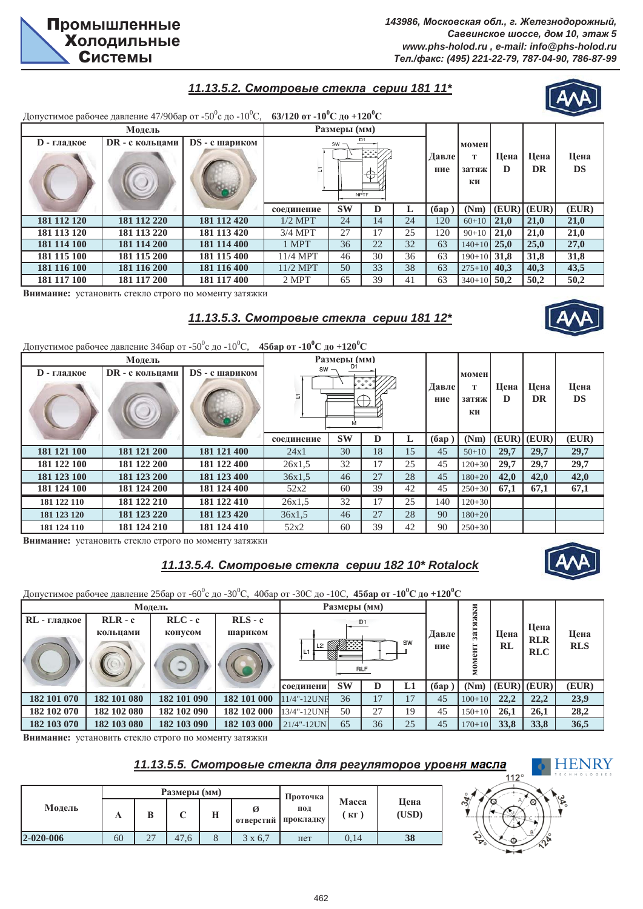## 11.13.5.2. Смотровые стекла серии 181 11*

Допустимое рабочее давление 47/90бар от -50$^0$с до -10$^0$С, **63/120 от -10$^0$С до +120$^0$С**

| Модель | | | Размеры (мм) | | | | Давление | момент затяжки | Цена D | Цена DR | Цена DS |
|---|---|---|---|---|---|---|---|---|---|---|---|
| D - гладкое | DR - с кольцами | DS - с шариком | соединение | SW | D | L | (бар) | (Nm) | (EUR) | (EUR) | (EUR) |
| 181 112 120 | 181 112 220 | 181 112 420 | 1/2 MPT | 24 | 14 | 24 | 120 | 60+10 | **21,0** | **21,0** | **21,0** |
| 181 113 120 | 181 113 220 | 181 113 420 | 3/4 MPT | 27 | 17 | 25 | 120 | 90+10 | **21,0** | **21,0** | **21,0** |
| 181 114 100 | 181 114 200 | 181 114 400 | 1 MPT | 36 | 22 | 32 | 63 | 140+10 | **25,0** | **25,0** | **27,0** |
| 181 115 100 | 181 115 200 | 181 115 400 | 11/4 MPT | 46 | 30 | 36 | 63 | 190+10 | **31,8** | **31,8** | **31,8** |
| 181 116 100 | 181 116 200 | 181 116 400 | 11/2 MPT | 50 | 33 | 38 | 63 | 275+10 | **40,3** | **40,3** | **43,5** |
| 181 117 100 | 181 117 200 | 181 117 400 | 2 MPT | 65 | 39 | 41 | 63 | 340+10 | **50,2** | **50,2** | **50,2** |

**Внимание:** установить стекло строго по моменту затяжки

## 11.13.5.3. Смотровые стекла серии 181 12*

Допустимое рабочее давление 34бар от -50$^0$с до -10$^0$С, **45бар от -10$^0$С до +120$^0$С**

| Модель | | | Размеры (мм) | | | | Давление | момент затяжки | Цена D | Цена DR | Цена DS |
|---|---|---|---|---|---|---|---|---|---|---|---|
| D - гладкое | DR - с кольцами | DS - с шариком | соединение | SW | D | L | (бар) | (Nm) | (EUR) | (EUR) | (EUR) |
| 181 121 100 | 181 121 200 | 181 121 400 | 24x1 | 30 | 18 | 15 | 45 | 50+10 | **29,7** | **29,7** | **29,7** |
| 181 122 100 | 181 122 200 | 181 122 400 | 26x1,5 | 32 | 17 | 25 | 45 | 120+30 | **29,7** | **29,7** | **29,7** |
| 181 123 100 | 181 123 200 | 181 123 400 | 36x1,5 | 46 | 27 | 28 | 45 | 180+20 | **42,0** | **42,0** | **42,0** |
| 181 124 100 | 181 124 200 | 181 124 400 | 52x2 | 60 | 39 | 42 | 45 | 250+30 | **67,1** | **67,1** | **67,1** |
| 181 122 110 | 181 122 210 | 181 122 410 | 26x1,5 | 32 | 17 | 25 | 140 | 120+30 | | | |
| 181 123 120 | 181 123 220 | 181 123 420 | 36x1,5 | 46 | 27 | 28 | 90 | 180+20 | | | |
| 181 124 110 | 181 124 210 | 181 124 410 | 52x2 | 60 | 39 | 42 | 90 | 250+30 | | | |

**Внимание:** установить стекло строго по моменту затяжки

## 11.13.5.4. Смотровые стекла серии 182 10* Rotalock

Допустимое рабочее давление 25бар от -60$^0$с до -30$^0$С, 40бар от -30С до -10С, **45бар от -10$^0$С до +120$^0$С**

| Модель | | | | Размеры (мм) | | | | Давление | момент затяжки | Цена RL | Цена RLR RLC | Цена RLS |
|---|---|---|---|---|---|---|---|---|---|---|---|---|
| RL - гладкое | RLR - с кольцами | RLC - с конусом | RLS - с шариком | соединени | SW | D | L1 | (бар) | (Nm) | (EUR) | (EUR) | (EUR) |
| 182 101 070 | 182 101 080 | 182 101 090 | 182 101 000 | 11/4"-12UNF | 36 | 17 | 17 | 45 | 100+10 | **22,2** | **22,2** | **23,9** |
| 182 102 070 | 182 102 080 | 182 102 090 | 182 102 000 | 13/4"-12UNF | 50 | 27 | 19 | 45 | 150+10 | **26,1** | **26,1** | **28,2** |
| 182 103 070 | 182 103 080 | 182 103 090 | 182 103 000 | 21/4"-12UN | 65 | 36 | 25 | 45 | 170+10 | **33,8** | **33,8** | **36,5** |

**Внимание:** установить стекло строго по моменту затяжки

## 11.13.5.5. Смотровые стекла для регуляторов уровня масла

| Модель | Размеры (мм) | | | | | Проточка под прокладку | Масса (кг) | Цена (USD) |
|---|---|---|---|---|---|---|---|---|
| | A | B | C | H | Ø отверстий | | | |
| 2-020-006 | 60 | 27 | 47,6 | 8 | 3 x 6,7 | нет | 0,14 | **38** |

112°
34°
34°
124°
124°